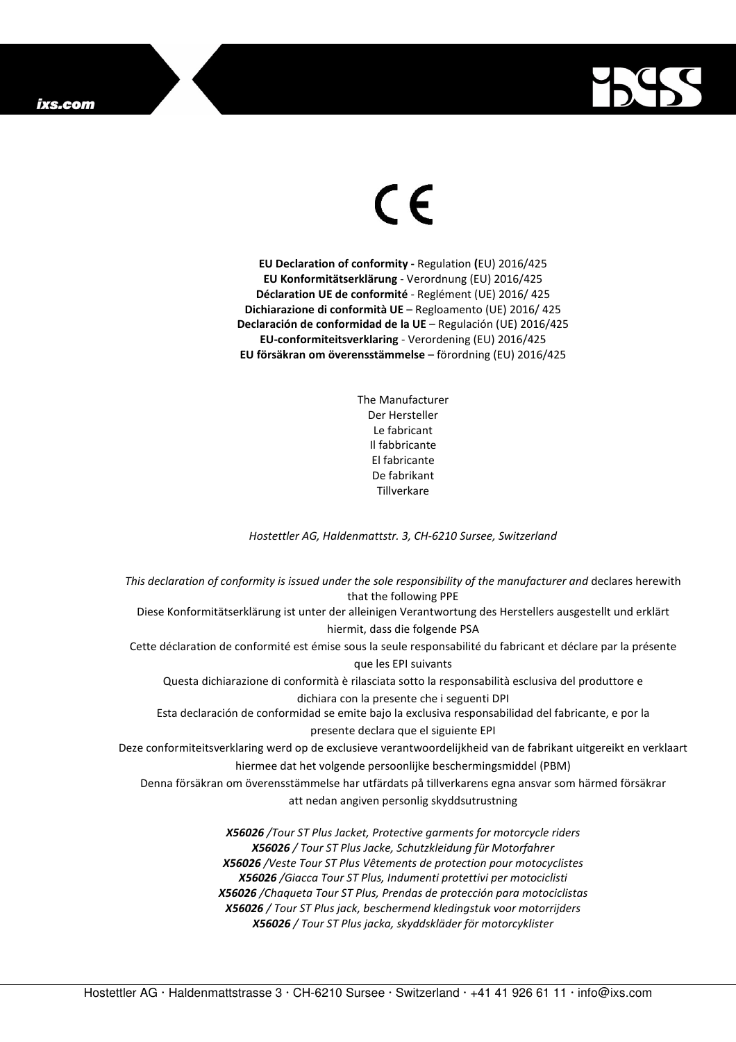CE

**EU Declaration of conformity -** Regulation **(**EU) 2016/425
**EU Konformitätserklärung** - Verordnung (EU) 2016/425
**Déclaration UE de conformité** - Reglément (UE) 2016/ 425
**Dichiarazione di conformità UE** – Regloamento (UE) 2016/ 425
**Declaración de conformidad de la UE** – Regulación (UE) 2016/425
**EU-conformiteitsverklaring** - Verordening (EU) 2016/425
**EU försäkran om överensstämmelse** – förordning (EU) 2016/425

The Manufacturer
Der Hersteller
Le fabricant
Il fabbricante
El fabricante
De fabrikant
Tillverkare

*Hostettler AG, Haldenmattstr. 3, CH-6210 Sursee, Switzerland*

*This declaration of conformity is issued under the sole responsibility of the manufacturer and* declares herewith that the following PPE
Diese Konformitätserklärung ist unter der alleinigen Verantwortung des Herstellers ausgestellt und erklärt hiermit, dass die folgende PSA
Cette déclaration de conformité est émise sous la seule responsabilité du fabricant et déclare par la présente que les EPI suivants
Questa dichiarazione di conformità è rilasciata sotto la responsabilità esclusiva del produttore e dichiara con la presente che i seguenti DPI
Esta declaración de conformidad se emite bajo la exclusiva responsabilidad del fabricante, e por la presente declara que el siguiente EPI
Deze conformiteitsverklaring werd op de exclusieve verantwoordelijkheid van de fabrikant uitgereikt en verklaart hiermee dat het volgende persoonlijke beschermingsmiddel (PBM)
Denna försäkran om överensstämmelse har utfärdats på tillverkarens egna ansvar som härmed försäkrar att nedan angiven personlig skyddsutrustning

***X56026*** */Tour ST Plus Jacket, Protective garments for motorcycle riders*
***X56026*** */ Tour ST Plus Jacke, Schutzkleidung für Motorfahrer*
***X56026*** */Veste Tour ST Plus Vêtements de protection pour motocyclistes*
***X56026*** */Giacca Tour ST Plus, Indumenti protettivi per motociclisti*
***X56026*** */Chaqueta Tour ST Plus, Prendas de protección para motociclistas*
***X56026*** */ Tour ST Plus jack, beschermend kledingstuk voor motorrijders*
***X56026*** */ Tour ST Plus jacka, skyddskläder för motorcyklister*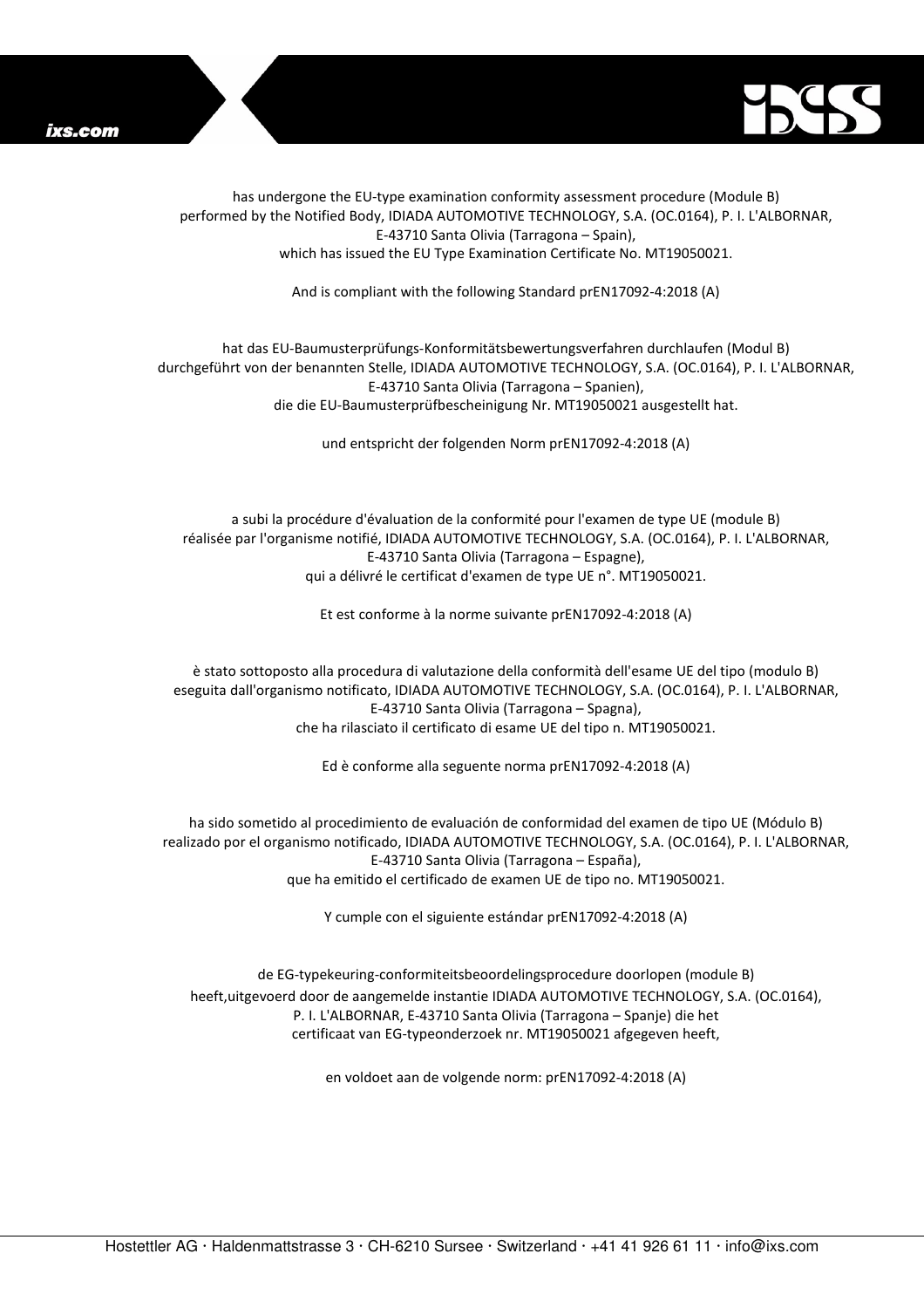has undergone the EU-type examination conformity assessment procedure (Module B)
performed by the Notified Body, IDIADA AUTOMOTIVE TECHNOLOGY, S.A. (OC.0164), P. I. L'ALBORNAR,
E-43710 Santa Olivia (Tarragona – Spain),
which has issued the EU Type Examination Certificate No. MT19050021.

And is compliant with the following Standard prEN17092-4:2018 (A)

hat das EU-Baumusterprüfungs-Konformitätsbewertungsverfahren durchlaufen (Modul B)
durchgeführt von der benannten Stelle, IDIADA AUTOMOTIVE TECHNOLOGY, S.A. (OC.0164), P. I. L'ALBORNAR,
E-43710 Santa Olivia (Tarragona – Spanien),
die die EU-Baumusterprüfbescheinigung Nr. MT19050021 ausgestellt hat.

und entspricht der folgenden Norm prEN17092-4:2018 (A)

a subi la procédure d'évaluation de la conformité pour l'examen de type UE (module B)
réalisée par l'organisme notifié, IDIADA AUTOMOTIVE TECHNOLOGY, S.A. (OC.0164), P. I. L'ALBORNAR,
E-43710 Santa Olivia (Tarragona – Espagne),
qui a délivré le certificat d'examen de type UE n°. MT19050021.

Et est conforme à la norme suivante prEN17092-4:2018 (A)

è stato sottoposto alla procedura di valutazione della conformità dell'esame UE del tipo (modulo B)
eseguita dall'organismo notificato, IDIADA AUTOMOTIVE TECHNOLOGY, S.A. (OC.0164), P. I. L'ALBORNAR,
E-43710 Santa Olivia (Tarragona – Spagna),
che ha rilasciato il certificato di esame UE del tipo n. MT19050021.

Ed è conforme alla seguente norma prEN17092-4:2018 (A)

ha sido sometido al procedimiento de evaluación de conformidad del examen de tipo UE (Módulo B)
realizado por el organismo notificado, IDIADA AUTOMOTIVE TECHNOLOGY, S.A. (OC.0164), P. I. L'ALBORNAR,
E-43710 Santa Olivia (Tarragona – España),
que ha emitido el certificado de examen UE de tipo no. MT19050021.

Y cumple con el siguiente estándar prEN17092-4:2018 (A)

de EG-typekeuring-conformiteitsbeoordelingsprocedure doorlopen (module B)
heeft,uitgevoerd door de aangemelde instantie IDIADA AUTOMOTIVE TECHNOLOGY, S.A. (OC.0164),
P. I. L'ALBORNAR, E-43710 Santa Olivia (Tarragona – Spanje) die het
certificaat van EG-typeonderzoek nr. MT19050021 afgegeven heeft,

en voldoet aan de volgende norm: prEN17092-4:2018 (A)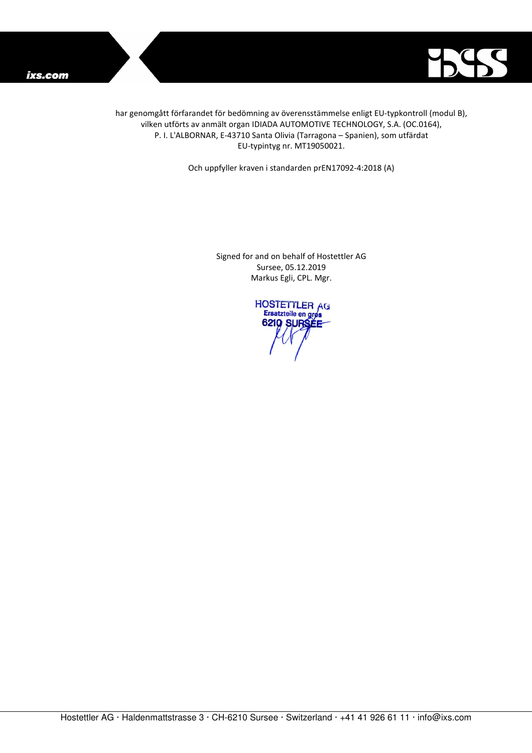har genomgått förfarandet för bedömning av överensstämmelse enligt EU-typkontroll (modul B), vilken utförts av anmält organ IDIADA AUTOMOTIVE TECHNOLOGY, S.A. (OC.0164), P. I. L'ALBORNAR, E-43710 Santa Olivia (Tarragona – Spanien), som utfärdat EU-typintyg nr. MT19050021.

Och uppfyller kraven i standarden prEN17092-4:2018 (A)

Signed for and on behalf of Hostettler AG
Sursee, 05.12.2019
Markus Egli, CPL. Mgr.

HOSTETTLER AG
Ersatzteile en gros
6210 SURSEE